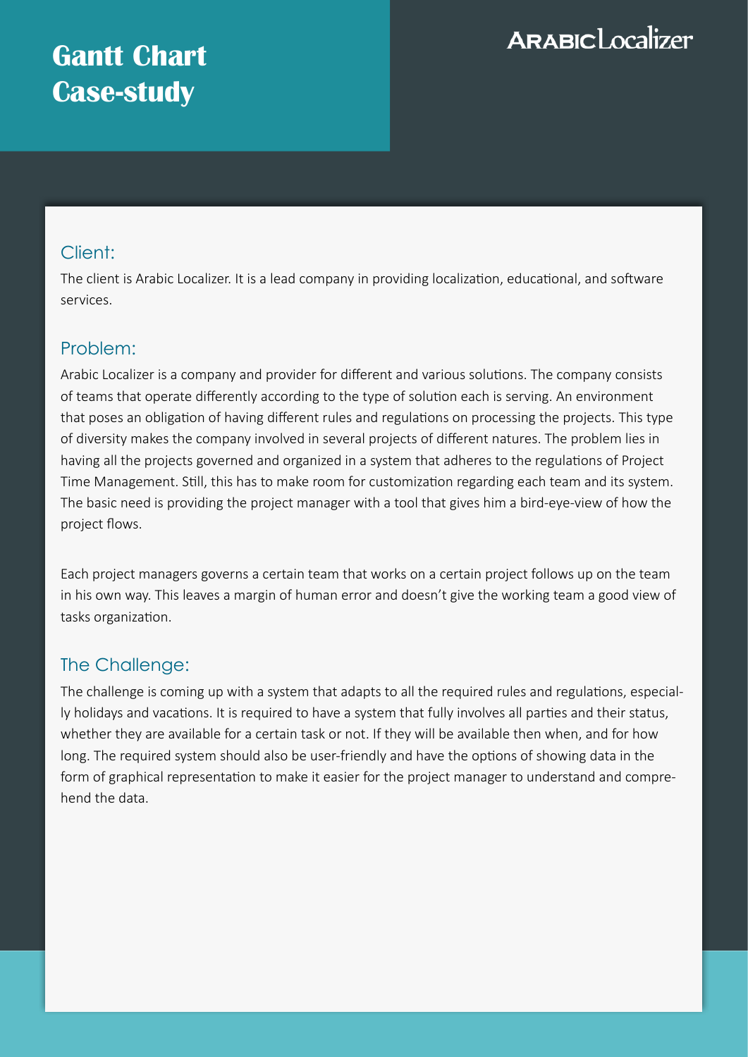# Gantt Chart Case-study

ARABIC Localizer

## Client:

The client is Arabic Localizer. It is a lead company in providing localization, educational, and software services.

## Problem:

Arabic Localizer is a company and provider for different and various solutions. The company consists of teams that operate differently according to the type of solution each is serving. An environment that poses an obligation of having different rules and regulations on processing the projects. This type of diversity makes the company involved in several projects of different natures. The problem lies in having all the projects governed and organized in a system that adheres to the regulations of Project Time Management. Still, this has to make room for customization regarding each team and its system. The basic need is providing the project manager with a tool that gives him a bird-eye-view of how the project flows.

Each project managers governs a certain team that works on a certain project follows up on the team in his own way. This leaves a margin of human error and doesn't give the working team a good view of tasks organization.

## The Challenge:

The challenge is coming up with a system that adapts to all the required rules and regulations, especially holidays and vacations. It is required to have a system that fully involves all parties and their status, whether they are available for a certain task or not. If they will be available then when, and for how long. The required system should also be user-friendly and have the options of showing data in the form of graphical representation to make it easier for the project manager to understand and comprehend the data.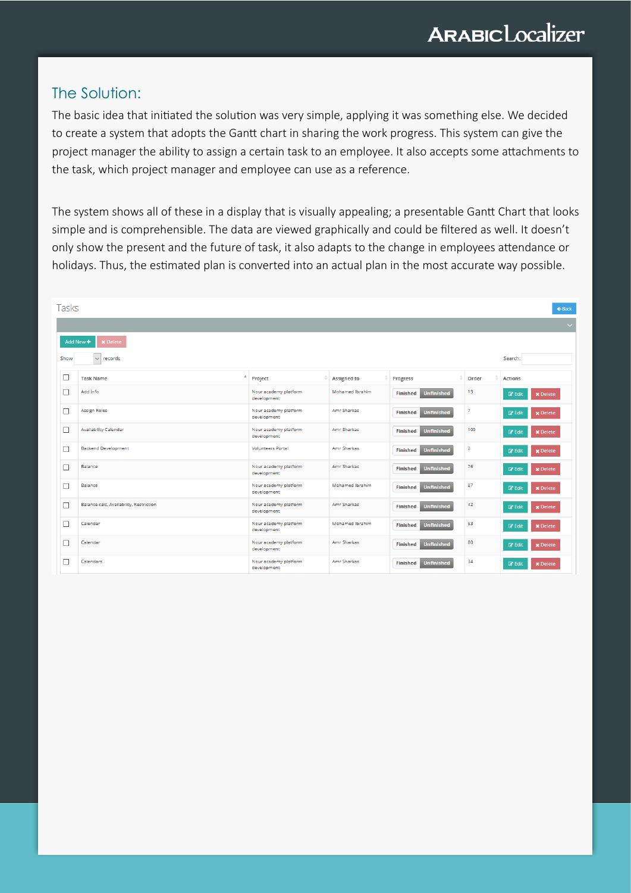## The Solution:

The basic idea that initiated the solution was very simple, applying it was something else. We decided to create a system that adopts the Gantt chart in sharing the work progress. This system can give the project manager the ability to assign a certain task to an employee. It also accepts some attachments to the task, which project manager and employee can use as a reference.

The system shows all of these in a display that is visually appealing; a presentable Gantt Chart that looks simple and is comprehensible. The data are viewed graphically and could be filtered as well. It doesn't only show the present and the future of task, it also adapts to the change in employees attendance or holidays. Thus, the estimated plan is converted into an actual plan in the most accurate way possible.

Tasks

Back

Add New + | Delete

Show records | Search:

| | Task Name | Project | Assigned to | Progress | Order | Actions |
|---|---|---|---|---|---|---|
| ☐ | Add info | Nour academy platform development | Mohamed Ibrahim | Finished Unfinished | 13 | Edit Delete |
| ☐ | Assign Roles | Nour academy platform development | Amr Sharkas | Finished Unfinished | 7 | Edit Delete |
| ☐ | Availability Calendar | Nour academy platform development | Amr Sharkas | Finished Unfinished | 100 | Edit Delete |
| ☐ | Backend Development | Volunteers Portal | Amr Sharkas | Finished Unfinished | 2 | Edit Delete |
| ☐ | Balance | Nour academy platform development | Amr Sharkas | Finished Unfinished | 76 | Edit Delete |
| ☐ | Balance | Nour academy platform development | Mohamed Ibrahim | Finished Unfinished | 87 | Edit Delete |
| ☐ | Balance calc, Availability, Restriction | Nour academy platform development | Amr Sharkas | Finished Unfinished | 42 | Edit Delete |
| ☐ | Calendar | Nour academy platform development | Mohamed Ibrahim | Finished Unfinished | 53 | Edit Delete |
| ☐ | Calendar | Nour academy platform development | Amr Sharkas | Finished Unfinished | 80 | Edit Delete |
| ☐ | Calendars | Nour academy platform development | Amr Sharkas | Finished Unfinished | 34 | Edit Delete |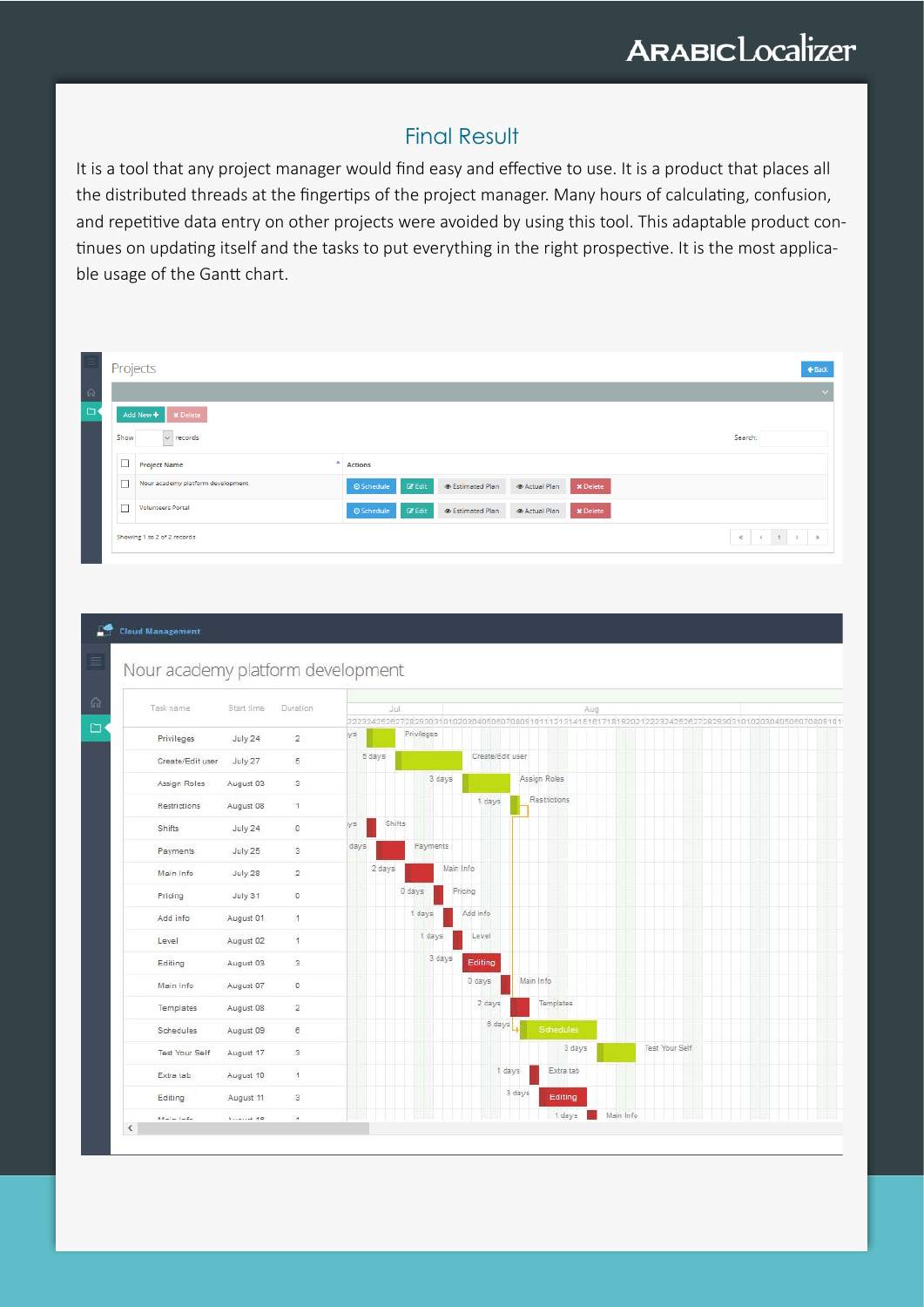## Final Result

It is a tool that any project manager would find easy and effective to use. It is a product that places all the distributed threads at the fingertips of the project manager. Many hours of calculating, confusion, and repetitive data entry on other projects were avoided by using this tool. This adaptable product continues on updating itself and the tasks to put everything in the right prospective. It is the most applicable usage of the Gantt chart.